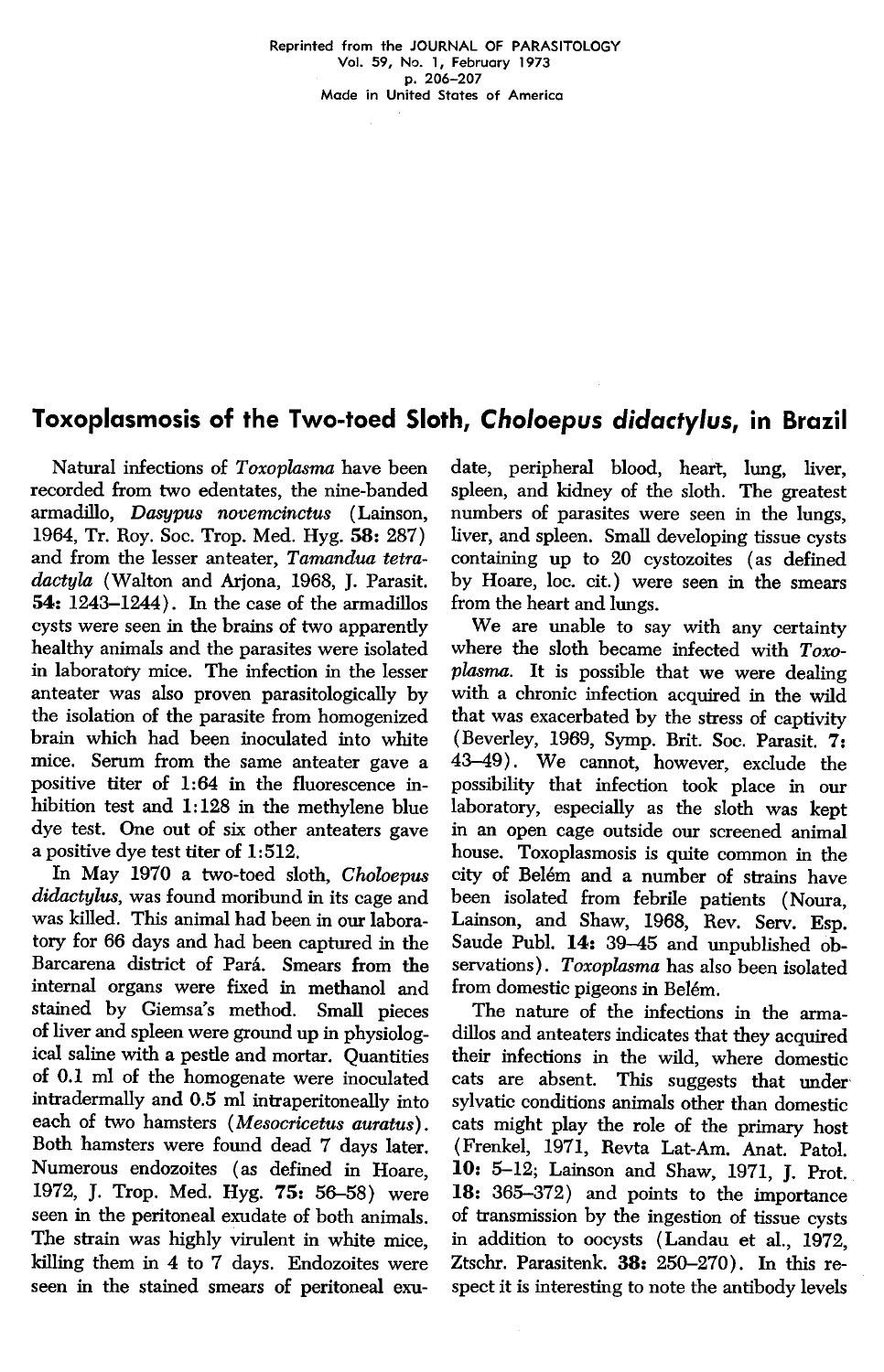Reprinted from the JOURNAL OF PARASITOLOGY
Vol. 59, No. 1, February 1973
p. 206–207
Made in United States of America

# Toxoplasmosis of the Two-toed Sloth, *Choloepus didactylus*, in Brazil

Natural infections of *Toxoplasma* have been recorded from two edentates, the nine-banded armadillo, *Dasypus novemcinctus* (Lainson, 1964, Tr. Roy. Soc. Trop. Med. Hyg. **58:** 287) and from the lesser anteater, *Tamandua tetradactyla* (Walton and Arjona, 1968, J. Parasit. **54:** 1243–1244). In the case of the armadillos cysts were seen in the brains of two apparently healthy animals and the parasites were isolated in laboratory mice. The infection in the lesser anteater was also proven parasitologically by the isolation of the parasite from homogenized brain which had been inoculated into white mice. Serum from the same anteater gave a positive titer of 1:64 in the fluorescence inhibition test and 1:128 in the methylene blue dye test. One out of six other anteaters gave a positive dye test titer of 1:512.

In May 1970 a two-toed sloth, *Choloepus didactylus*, was found moribund in its cage and was killed. This animal had been in our laboratory for 66 days and had been captured in the Barcarena district of Pará. Smears from the internal organs were fixed in methanol and stained by Giemsa's method. Small pieces of liver and spleen were ground up in physiological saline with a pestle and mortar. Quantities of 0.1 ml of the homogenate were inoculated intradermally and 0.5 ml intraperitoneally into each of two hamsters (*Mesocricetus auratus*). Both hamsters were found dead 7 days later. Numerous endozoites (as defined in Hoare, 1972, J. Trop. Med. Hyg. **75:** 56–58) were seen in the peritoneal exudate of both animals. The strain was highly virulent in white mice, killing them in 4 to 7 days. Endozoites were seen in the stained smears of peritoneal exudate, peripheral blood, heart, lung, liver, spleen, and kidney of the sloth. The greatest numbers of parasites were seen in the lungs, liver, and spleen. Small developing tissue cysts containing up to 20 cystozoites (as defined by Hoare, loc. cit.) were seen in the smears from the heart and lungs.

We are unable to say with any certainty where the sloth became infected with *Toxoplasma*. It is possible that we were dealing with a chronic infection acquired in the wild that was exacerbated by the stress of captivity (Beverley, 1969, Symp. Brit. Soc. Parasit. **7:** 43–49). We cannot, however, exclude the possibility that infection took place in our laboratory, especially as the sloth was kept in an open cage outside our screened animal house. Toxoplasmosis is quite common in the city of Belém and a number of strains have been isolated from febrile patients (Noura, Lainson, and Shaw, 1968, Rev. Serv. Esp. Saude Publ. **14:** 39–45 and unpublished observations). *Toxoplasma* has also been isolated from domestic pigeons in Belém.

The nature of the infections in the armadillos and anteaters indicates that they acquired their infections in the wild, where domestic cats are absent. This suggests that under sylvatic conditions animals other than domestic cats might play the role of the primary host (Frenkel, 1971, Revta Lat-Am. Anat. Patol. **10:** 5–12; Lainson and Shaw, 1971, J. Prot. **18:** 365–372) and points to the importance of transmission by the ingestion of tissue cysts in addition to oocysts (Landau et al., 1972, Ztschr. Parasitenk. **38:** 250–270). In this respect it is interesting to note the antibody levels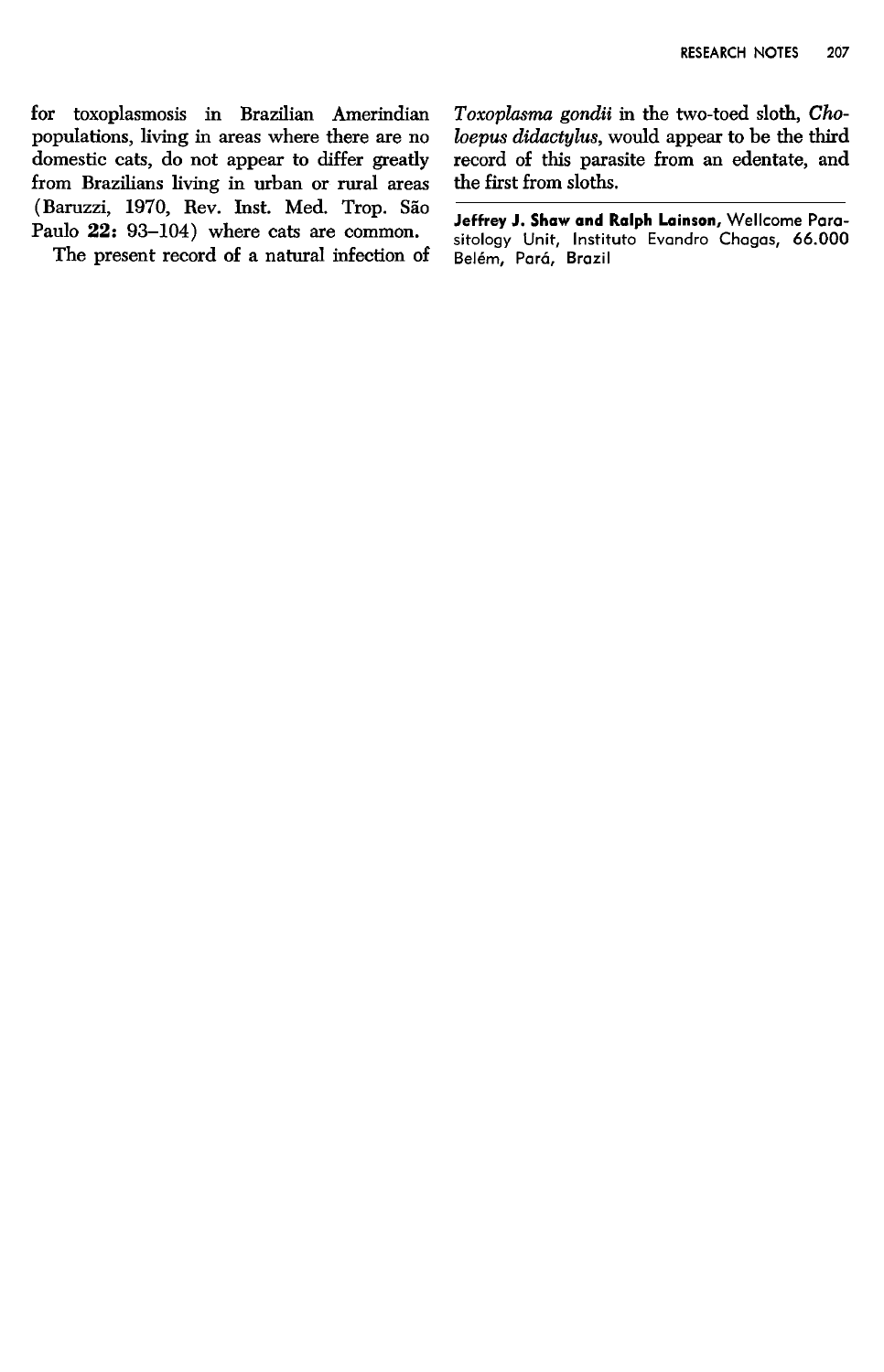for toxoplasmosis in Brazilian Amerindian populations, living in areas where there are no domestic cats, do not appear to differ greatly from Brazilians living in urban or rural areas (Baruzzi, 1970, Rev. Inst. Med. Trop. São Paulo **22:** 93–104) where cats are common.

The present record of a natural infection of *Toxoplasma gondii* in the two-toed sloth, *Choloepus didactylus*, would appear to be the third record of this parasite from an edentate, and the first from sloths.

---

**Jeffrey J. Shaw and Ralph Lainson,** Wellcome Parasitology Unit, Instituto Evandro Chagas, 66.000 Belém, Pará, Brazil